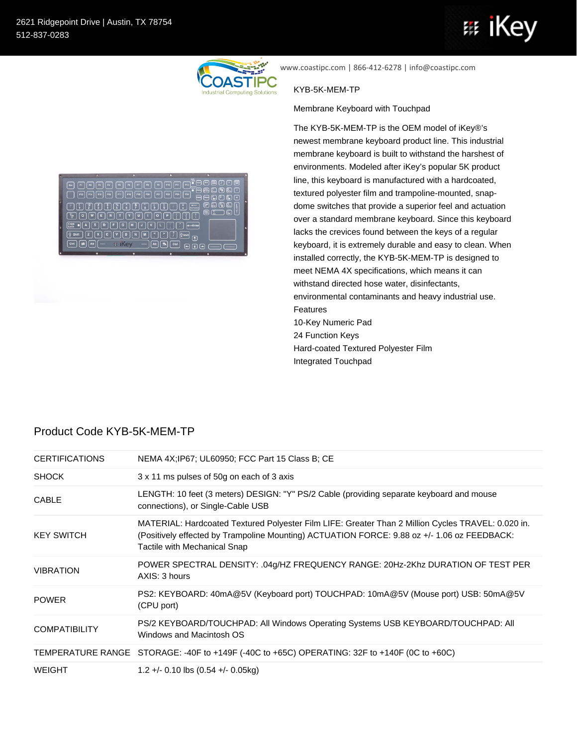2621 Ridgepoint Drive | Austin, TX 78754
512-837-0283

www.coastipc.com | 866-412-6278 | info@coastipc.com

KYB-5K-MEM-TP

Membrane Keyboard with Touchpad

The KYB-5K-MEM-TP is the OEM model of iKey®'s newest membrane keyboard product line. This industrial membrane keyboard is built to withstand the harshest of environments. Modeled after iKey's popular 5K product line, this keyboard is manufactured with a hardcoated, textured polyester film and trampoline-mounted, snap-dome switches that provide a superior feel and actuation over a standard membrane keyboard. Since this keyboard lacks the crevices found between the keys of a regular keyboard, it is extremely durable and easy to clean. When installed correctly, the KYB-5K-MEM-TP is designed to meet NEMA 4X specifications, which means it can withstand directed hose water, disinfectants, environmental contaminants and heavy industrial use.

Features

- 10-Key Numeric Pad
- 24 Function Keys
- Hard-coated Textured Polyester Film
- Integrated Touchpad

## Product Code KYB-5K-MEM-TP

| | |
|---|---|
| CERTIFICATIONS | NEMA 4X;IP67; UL60950; FCC Part 15 Class B; CE |
| SHOCK | 3 x 11 ms pulses of 50g on each of 3 axis |
| CABLE | LENGTH: 10 feet (3 meters) DESIGN: "Y" PS/2 Cable (providing separate keyboard and mouse connections), or Single-Cable USB |
| KEY SWITCH | MATERIAL: Hardcoated Textured Polyester Film LIFE: Greater Than 2 Million Cycles TRAVEL: 0.020 in. (Positively effected by Trampoline Mounting) ACTUATION FORCE: 9.88 oz +/- 1.06 oz FEEDBACK: Tactile with Mechanical Snap |
| VIBRATION | POWER SPECTRAL DENSITY: .04g/HZ FREQUENCY RANGE: 20Hz-2Khz DURATION OF TEST PER AXIS: 3 hours |
| POWER | PS2: KEYBOARD: 40mA@5V (Keyboard port) TOUCHPAD: 10mA@5V (Mouse port) USB: 50mA@5V (CPU port) |
| COMPATIBILITY | PS/2 KEYBOARD/TOUCHPAD: All Windows Operating Systems USB KEYBOARD/TOUCHPAD: All Windows and Macintosh OS |
| TEMPERATURE RANGE | STORAGE: -40F to +149F (-40C to +65C) OPERATING: 32F to +140F (0C to +60C) |
| WEIGHT | 1.2 +/- 0.10 lbs (0.54 +/- 0.05kg) |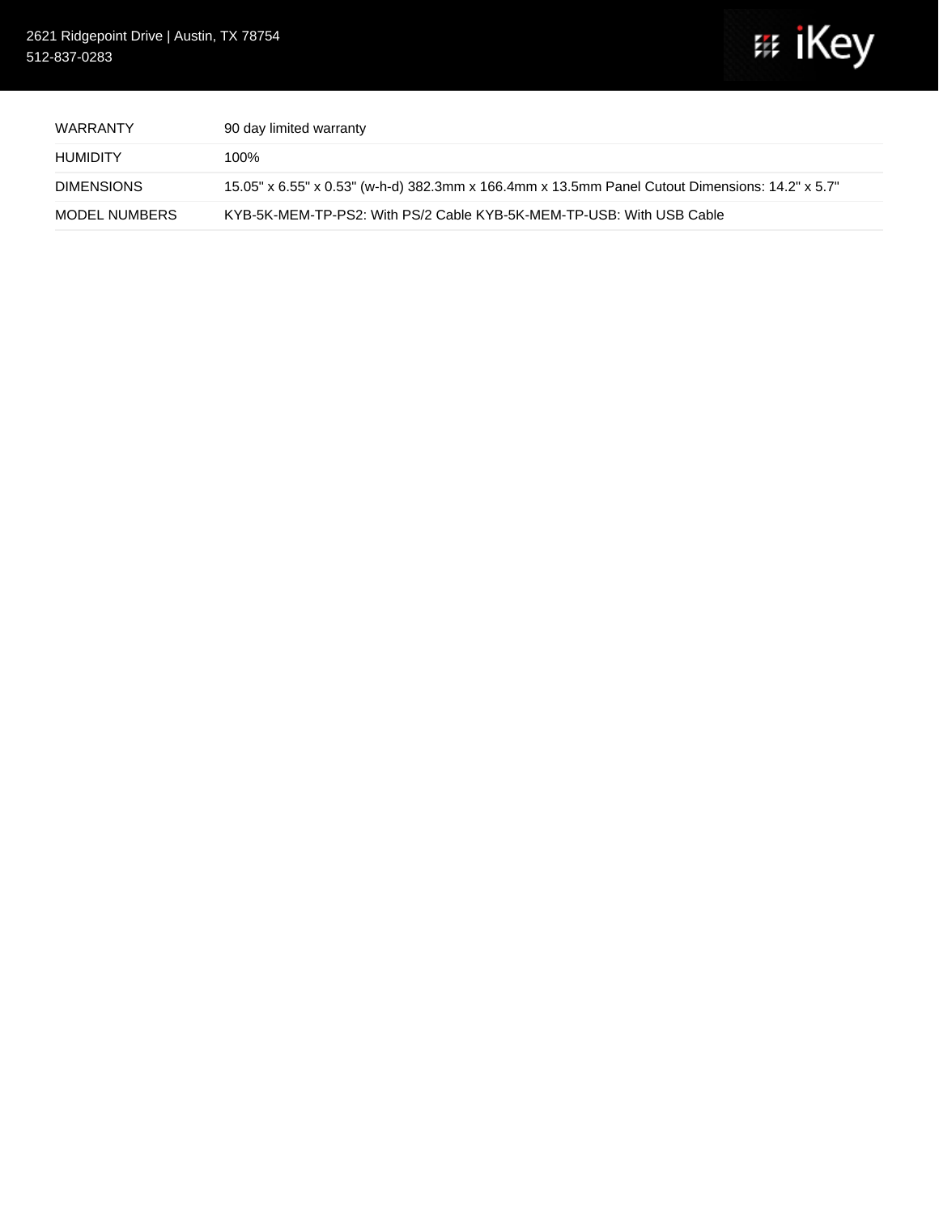| | |
|---|---|
| WARRANTY | 90 day limited warranty |
| HUMIDITY | 100% |
| DIMENSIONS | 15.05" x 6.55" x 0.53" (w-h-d) 382.3mm x 166.4mm x 13.5mm Panel Cutout Dimensions: 14.2" x 5.7" |
| MODEL NUMBERS | KYB-5K-MEM-TP-PS2: With PS/2 Cable KYB-5K-MEM-TP-USB: With USB Cable |